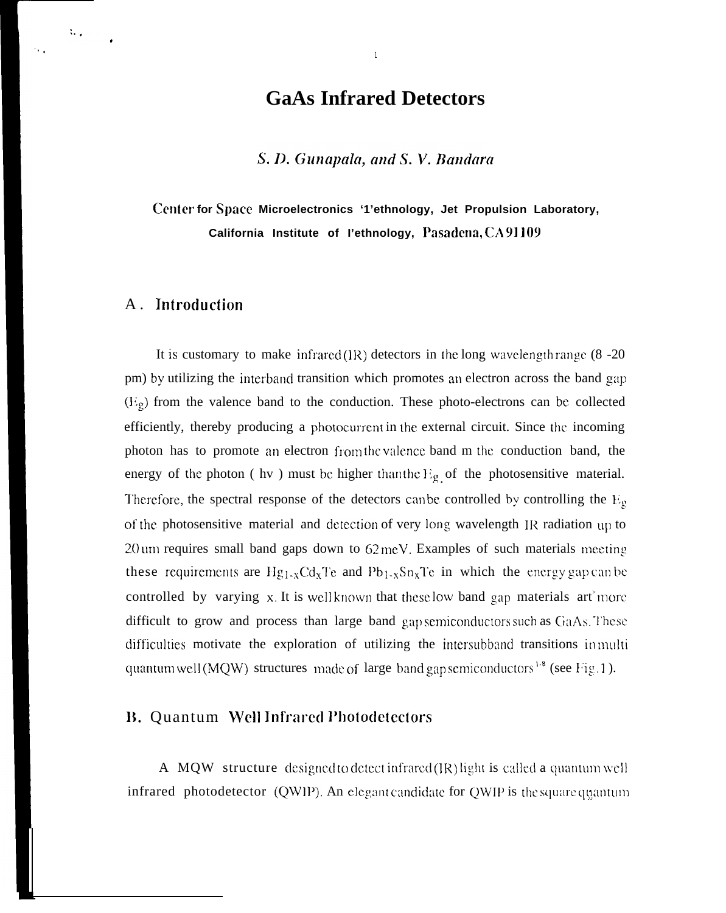# GaAs Infrared Detectors

*S. D. Gunapala, and S. V. Bandara*

**Center for Space Microelectronics '1'ethnology, Jet Propulsion Laboratory, California Institute of I'ethnology, Pasadena, CA 91109**

## A. Introduction

It is customary to make infrared (IR) detectors in the long wavelength range (8 -20 pm) by utilizing the interband transition which promotes an electron across the band gap ($E_g$) from the valence band to the conduction. These photo-electrons can be collected efficiently, thereby producing a photocurrent in the external circuit. Since the incoming photon has to promote an electron from the valence band m the conduction band, the energy of the photon ( hv ) must be higher than the $E_g$ of the photosensitive material. Therefore, the spectral response of the detectors can be controlled by controlling the $E_g$ of the photosensitive material and detection of very long wavelength IR radiation up to 20 um requires small band gaps down to 62 meV. Examples of such materials meeting these requirements are $Hg_{1-x}Cd_xTe$ and $Pb_{1-x}Sn_xTe$ in which the energy gap can be controlled by varying x. It is well known that these low band gap materials art more difficult to grow and process than large band gap semiconductors such as GaAs. These difficulties motivate the exploration of utilizing the intersubband transitions in multi quantum well (MQW) structures made of large band gap semiconductors[1-8] (see Fig. 1).

## B. Quantum Well Infrared Photodetectors

A MQW structure designed to detect infrared (IR) light is called a quantum well infrared photodetector (QWIP). An elegant candidate for QWIP is the square quantum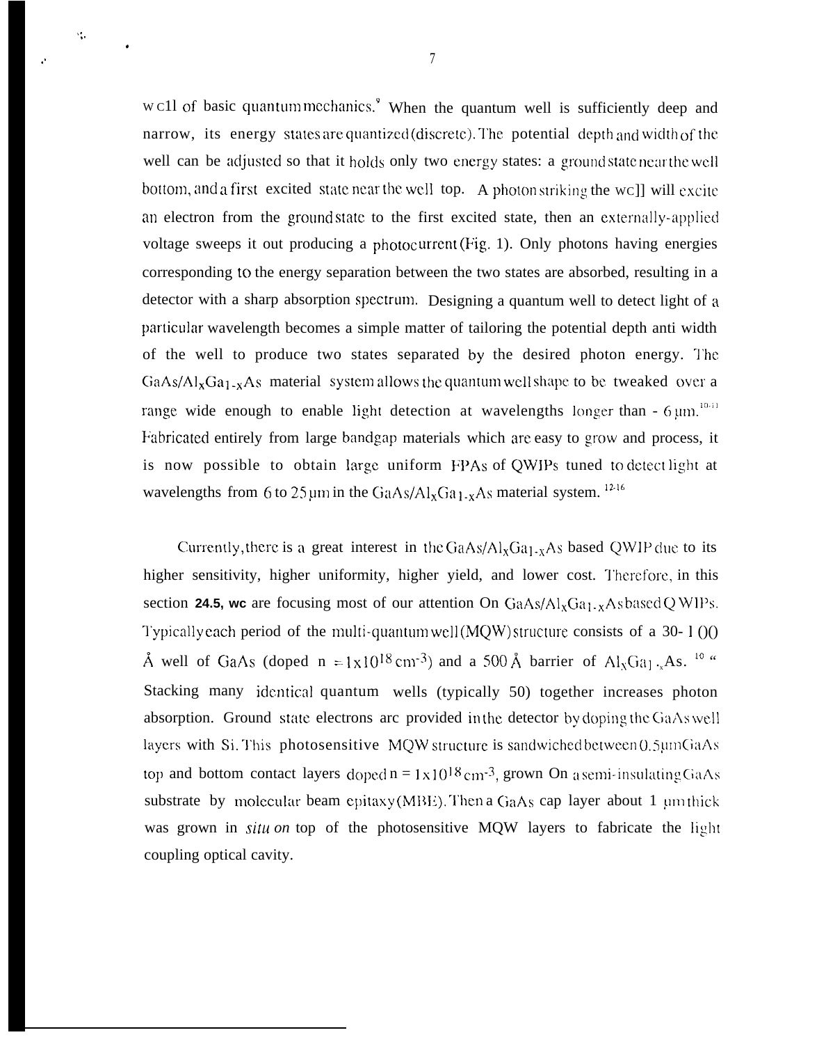well of basic quantum mechanics.[9] When the quantum well is sufficiently deep and narrow, its energy states are quantized (discrete). The potential depth and width of the well can be adjusted so that it holds only two energy states: a ground state near the well bottom, and a first excited state near the well top. A photon striking the well will excite an electron from the ground state to the first excited state, then an externally-applied voltage sweeps it out producing a photocurrent (Fig. 1). Only photons having energies corresponding to the energy separation between the two states are absorbed, resulting in a detector with a sharp absorption spectrum. Designing a quantum well to detect light of a particular wavelength becomes a simple matter of tailoring the potential depth anti width of the well to produce two states separated by the desired photon energy. The $GaAs/Al_xGa_{1-x}As$ material system allows the quantum well shape to be tweaked over a range wide enough to enable light detection at wavelengths longer than ~ 6 μm.[10-11] Fabricated entirely from large bandgap materials which are easy to grow and process, it is now possible to obtain large uniform FPAs of QWIPs tuned to detect light at wavelengths from 6 to 25 μm in the $GaAs/Al_xGa_{1-x}As$ material system.[12-16]

Currently, there is a great interest in the $GaAs/Al_xGa_{1-x}As$ based QWIP due to its higher sensitivity, higher uniformity, higher yield, and lower cost. Therefore, in this section **24.5, we** are focusing most of our attention On $GaAs/Al_xGa_{1-x}As$ based QWIPs. Typically each period of the multi-quantum well (MQW) structure consists of a 30- 100 Å well of GaAs (doped $n = 1 \times 10^{18}$ $cm^{-3}$) and a 500 Å barrier of $Al_xGa_{1-x}As$.[10] " Stacking many identical quantum wells (typically 50) together increases photon absorption. Ground state electrons are provided in the detector by doping the GaAs well layers with Si. This photosensitive MQW structure is sandwiched between 0.5μm GaAs top and bottom contact layers doped $n = 1 \times 10^{18}$ $cm^{-3}$, grown On a semi-insulating GaAs substrate by molecular beam epitaxy (MBE). Then a GaAs cap layer about 1 μm thick was grown in *situ on* top of the photosensitive MQW layers to fabricate the light coupling optical cavity.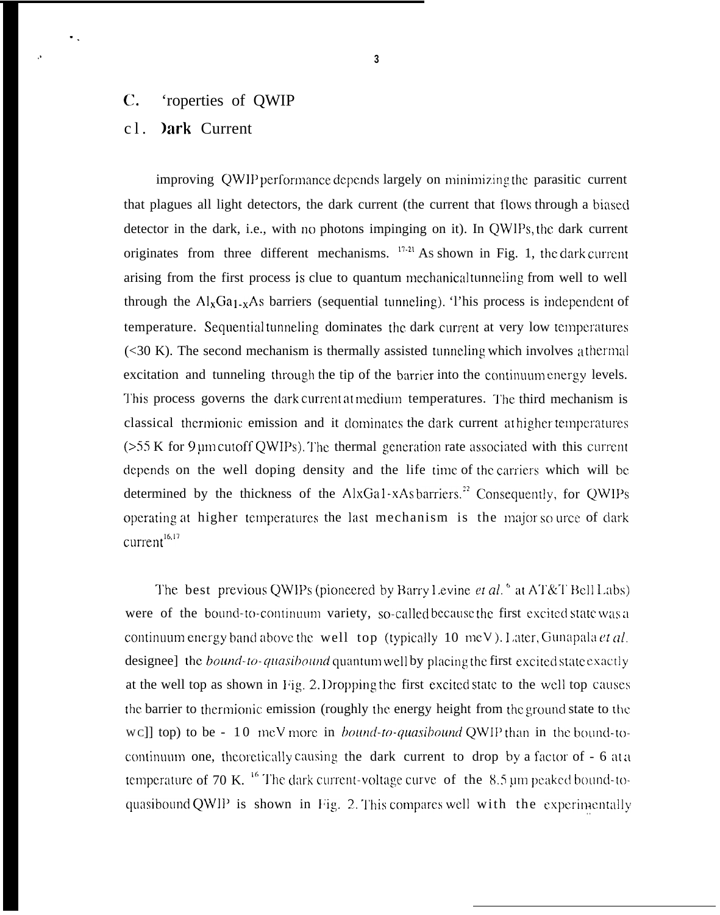## C. 'roperties of QWIP

### c1. )ark Current

improving QWIP performance depends largely on minimizing the parasitic current that plagues all light detectors, the dark current (the current that flows through a biased detector in the dark, i.e., with no photons impinging on it). In QWIPs, the dark current originates from three different mechanisms. [17-21] As shown in Fig. 1, the dark current arising from the first process is clue to quantum mechanical tunneling from well to well through the $Al_xGa_{1-x}As$ barriers (sequential tunneling). 'l'his process is independent of temperature. Sequential tunneling dominates the dark current at very low temperatures (<30 K). The second mechanism is thermally assisted tunneling which involves a thermal excitation and tunneling through the tip of the barrier into the continuum energy levels. This process governs the dark current at medium temperatures. The third mechanism is classical thermionic emission and it dominates the dark current at higher temperatures (>55 K for 9 µm cutoff QWIPs). The thermal generation rate associated with this current depends on the well doping density and the life time of the carriers which will be determined by the thickness of the AlxGa1-xAs barriers.[22] Consequently, for QWIPs operating at higher temperatures the last mechanism is the major so urce of dark current[16,17]

The best previous QWIPs (pioneered by Barry Levine *et al.* [6] at AT&T Bell Labs) were of the bound-to-continuum variety, so-called because the first excited state was a continuum energy band above the well top (typically 10 meV). Later, Gunapala *et al.* designee] the *bound-to-quasibound* quantum well by placing the first excited state exactly at the well top as shown in Fig. 2. Dropping the first excited state to the well top causes the barrier to thermionic emission (roughly the energy height from the ground state to the wc]] top) to be - 10 meV more in *bound-to-quasibound* QWIP than in the bound-to-continuum one, theoretically causing the dark current to drop by a factor of - 6 at a temperature of 70 K. [16] The dark current-voltage curve of the 8.5 µm peaked bound-to-quasibound QWIP is shown in Fig. 2. This compares well with the experimentally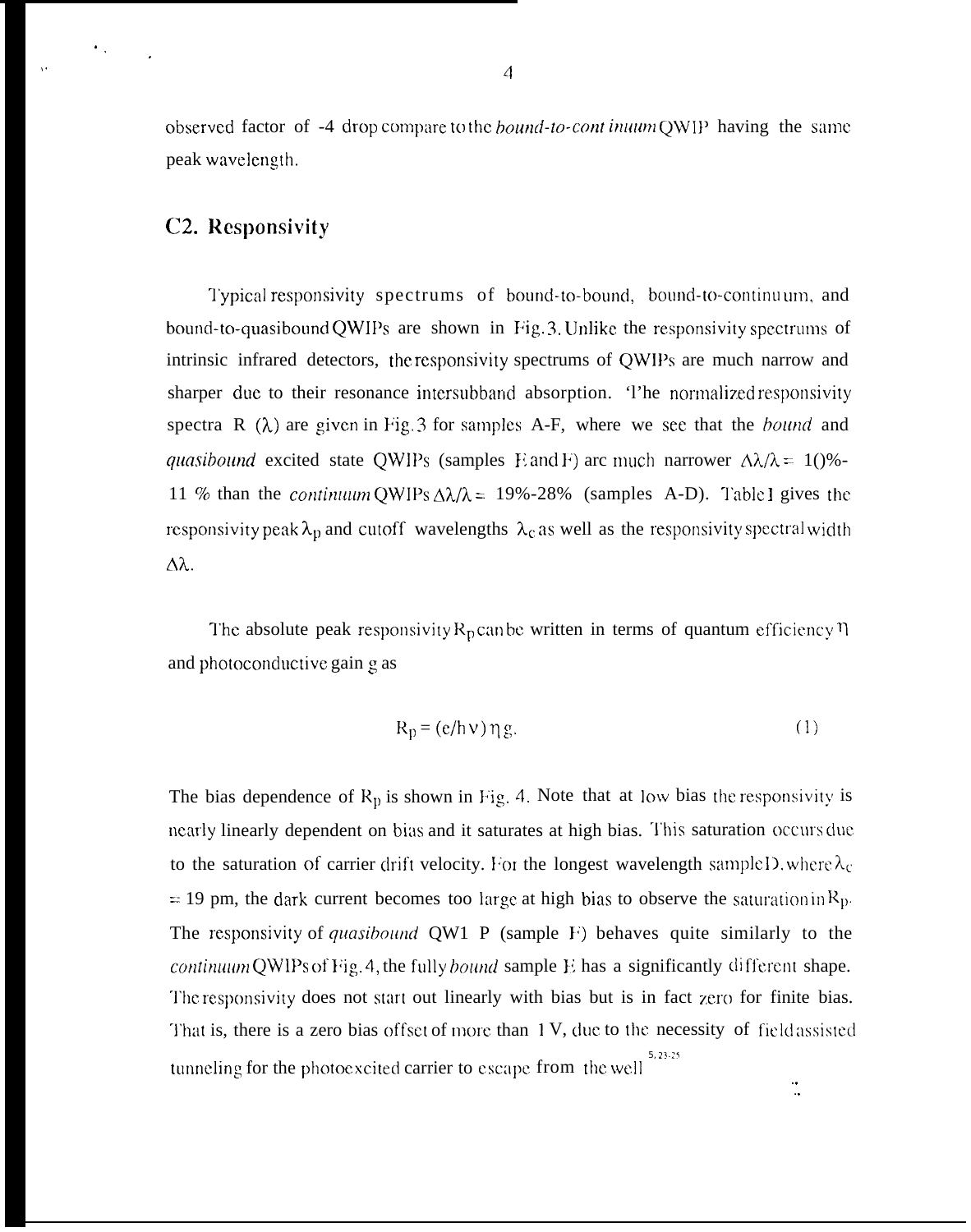observed factor of -4 drop compare to the *bound-to-continuum* QWIP having the same peak wavelength.

## C2. Responsivity

Typical responsivity spectrums of bound-to-bound, bound-to-continuum, and bound-to-quasibound QWIPs are shown in Fig. 3. Unlike the responsivity spectrums of intrinsic infrared detectors, the responsivity spectrums of QWIPs are much narrow and sharper due to their resonance intersubband absorption. The normalized responsivity spectra R ($\lambda$) are given in Fig. 3 for samples A-F, where we see that the *bound* and *quasibound* excited state QWIPs (samples E and F) are much narrower $\Delta\lambda/\lambda$ = 10%-11 % than the *continuum* QWIPs $\Delta\lambda/\lambda$ = 19%-28% (samples A-D). Table I gives the responsivity peak $\lambda_p$ and cutoff wavelengths $\lambda_c$ as well as the responsivity spectral width $\Delta\lambda$.

The absolute peak responsivity $R_p$ can be written in terms of quantum efficiency $\eta$ and photoconductive gain g as

$$R_p = (e/h\nu)\,\eta\,g. \tag{1}$$

The bias dependence of $R_p$ is shown in Fig. 4. Note that at low bias the responsivity is nearly linearly dependent on bias and it saturates at high bias. This saturation occurs due to the saturation of carrier drift velocity. For the longest wavelength sample D, where $\lambda_c$ = 19 μm, the dark current becomes too large at high bias to observe the saturation in $R_p$. The responsivity of *quasibound* QWIP (sample F) behaves quite similarly to the *continuum* QWIPs of Fig. 4, the fully *bound* sample E has a significantly different shape. The responsivity does not start out linearly with bias but is in fact zero for finite bias. That is, there is a zero bias offset of more than 1 V, due to the necessity of field assisted tunneling for the photoexcited carrier to escape from the well [5, 23-25]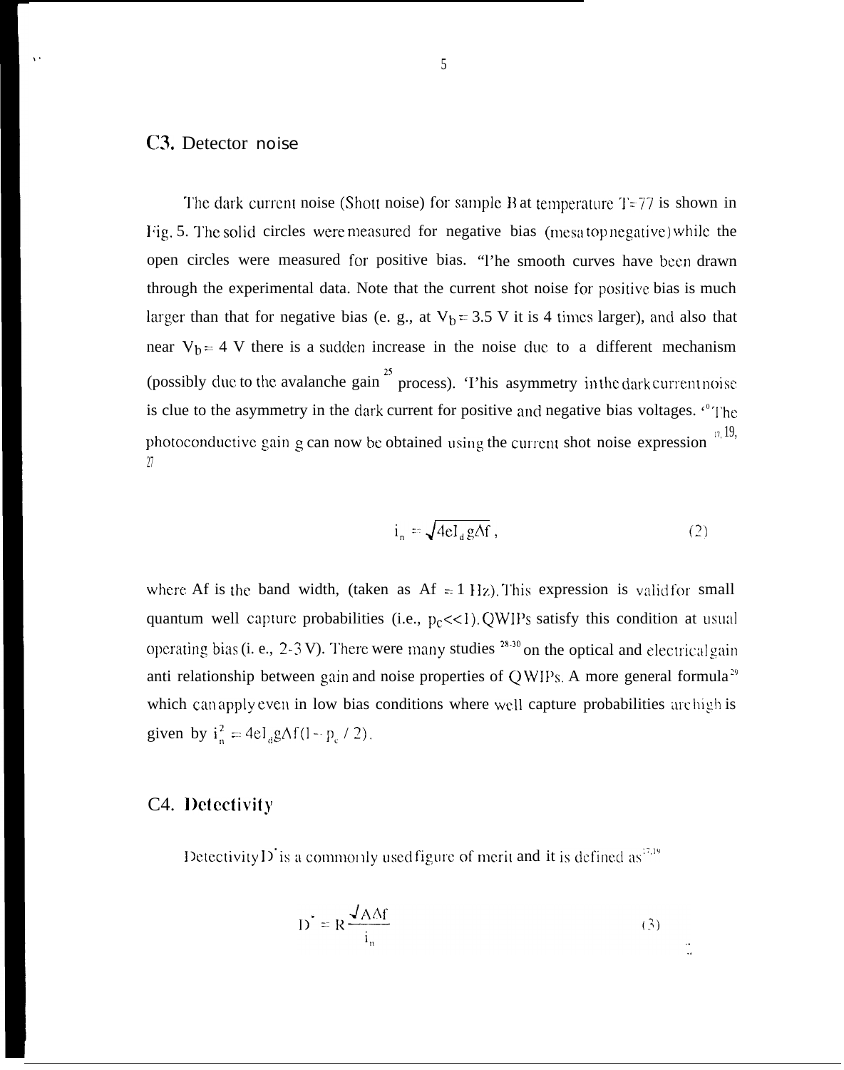## C3. Detector noise

The dark current noise (Shott noise) for sample B at temperature T=77 is shown in Fig. 5. The solid circles were measured for negative bias (mesa top negative) while the open circles were measured for positive bias. "The smooth curves have been drawn through the experimental data. Note that the current shot noise for positive bias is much larger than that for negative bias (e. g., at $V_b = 3.5$ V it is 4 times larger), and also that near $V_b = 4$ V there is a sudden increase in the noise due to a different mechanism (possibly due to the avalanche gain [25] process). 'This asymmetry in the dark current noise is clue to the asymmetry in the dark current for positive and negative bias voltages. "The photoconductive gain g can now be obtained using the current shot noise expression [17, 19, 27]

$$i_n = \sqrt{4eI_d g\Delta f}\,, \tag{2}$$

where Δf is the band width, (taken as $\Delta f = 1$ Hz). This expression is valid for small quantum well capture probabilities (i.e., $p_c << 1$). QWIPs satisfy this condition at usual operating bias (i. e., 2-3 V). There were many studies [28-30] on the optical and electrical gain anti relationship between gain and noise properties of QWIPs. A more general formula [29] which can apply even in low bias conditions where well capture probabilities are high is given by $i_n^2 = 4eI_d g\Delta f(1 - p_c / 2)$.

## C4. Detectivity

Detectivity $D^*$ is a commonly used figure of merit and it is defined as [17,19]

$$D^* = R\frac{\sqrt{A\Delta f}}{i_n} \tag{3}$$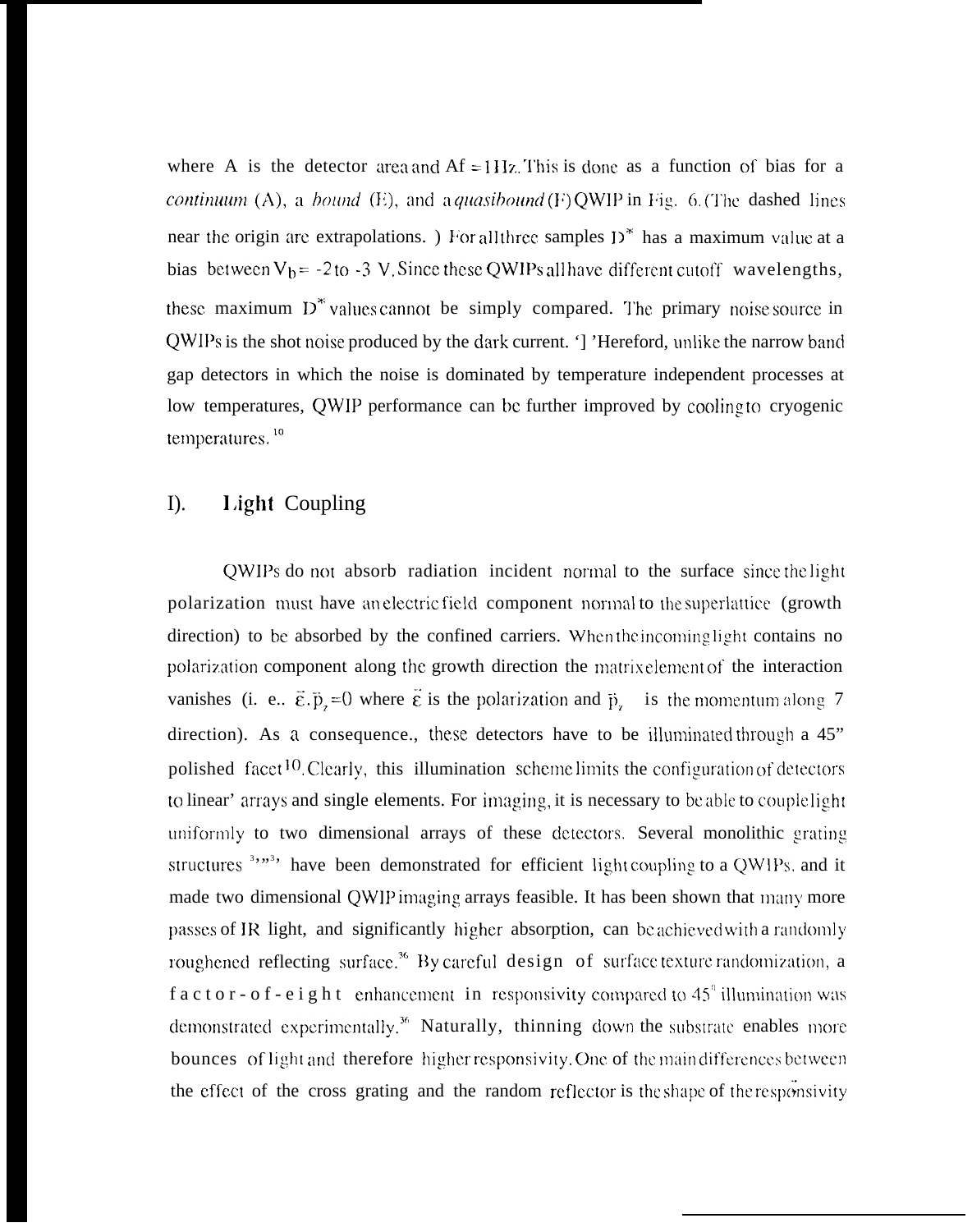where A is the detector area and Af = 1 Hz. This is done as a function of bias for a *continuum* (A), a *bound* (E), and a *quasibound* (F) QWIP in Fig. 6. (The dashed lines near the origin are extrapolations. ) For all three samples $D^*$ has a maximum value at a bias between $V_b$ = -2 to -3 V. Since these QWIPs all have different cutoff wavelengths, these maximum $D^*$ values cannot be simply compared. The primary noise source in QWIPs is the shot noise produced by the dark current. '] 'Hereford, unlike the narrow band gap detectors in which the noise is dominated by temperature independent processes at low temperatures, QWIP performance can be further improved by cooling to cryogenic temperatures.[10]

## I). Light Coupling

QWIPs do not absorb radiation incident normal to the surface since the light polarization must have an electric field component normal to the superlattice (growth direction) to be absorbed by the confined carriers. When the incoming light contains no polarization component along the growth direction the matrix element of the interaction vanishes (i. e.. $\vec{\varepsilon}.\vec{p}_z = 0$ where $\vec{\varepsilon}$ is the polarization and $\vec{p}_z$ is the momentum along 7 direction). As a consequence., these detectors have to be illuminated through a 45" polished facet[10]. Clearly, this illumination scheme limits the configuration of detectors to linear' arrays and single elements. For imaging, it is necessary to be able to couple light uniformly to two dimensional arrays of these detectors. Several monolithic grating structures [3,,,3,] have been demonstrated for efficient light coupling to a QWIPs. and it made two dimensional QWIP imaging arrays feasible. It has been shown that many more passes of IR light, and significantly higher absorption, can be achieved with a randomly roughened reflecting surface.[36] By careful design of surface texture randomization, a factor-of-eight enhancement in responsivity compared to 45° illumination was demonstrated experimentally.[36] Naturally, thinning down the substrate enables more bounces of light and therefore higher responsivity. One of the main differences between the effect of the cross grating and the random reflector is the shape of the responsivity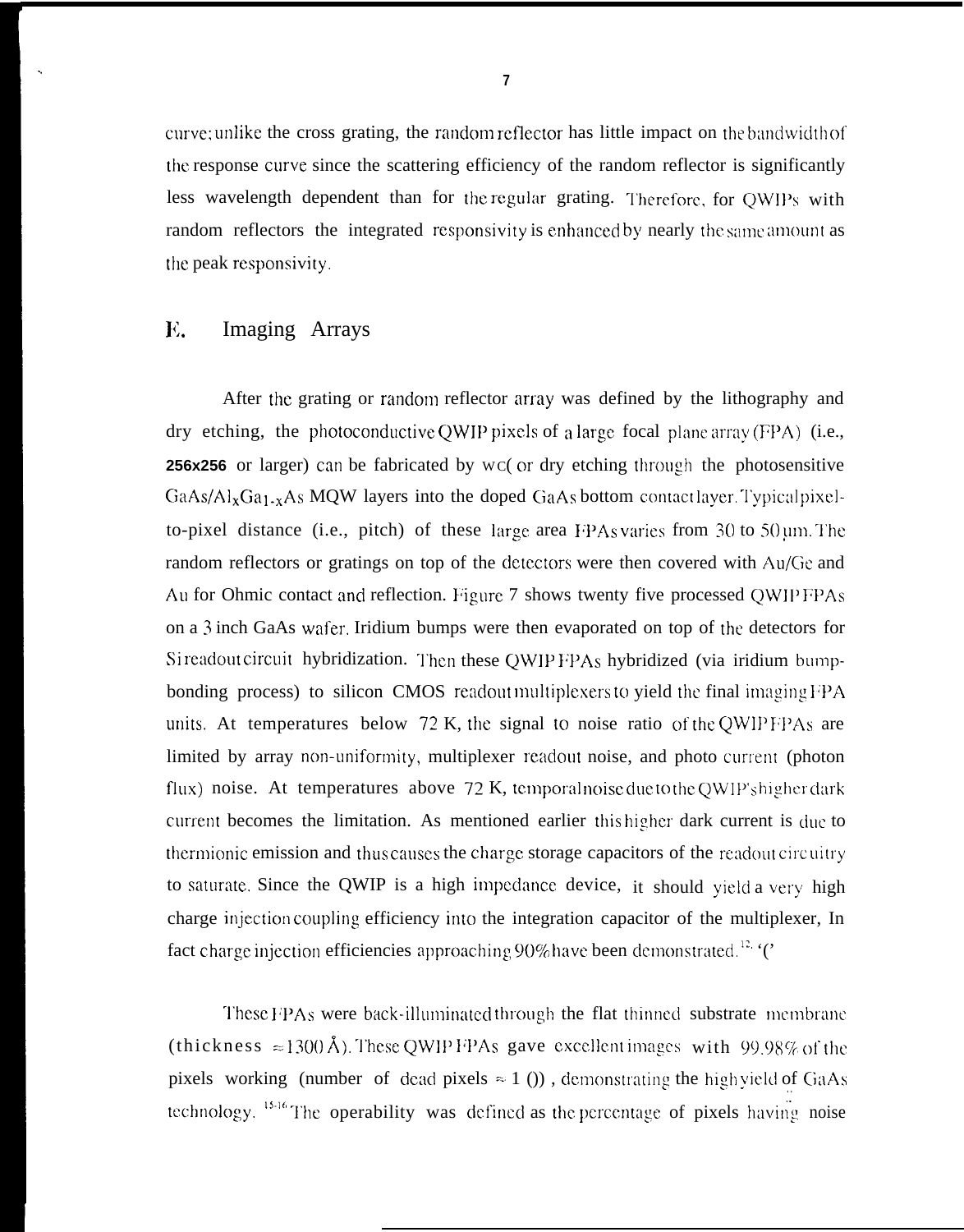curve; unlike the cross grating, the random reflector has little impact on the bandwidth of the response curve since the scattering efficiency of the random reflector is significantly less wavelength dependent than for the regular grating. Therefore, for QWIPs with random reflectors the integrated responsivity is enhanced by nearly the same amount as the peak responsivity.

## E. Imaging Arrays

After the grating or random reflector array was defined by the lithography and dry etching, the photoconductive QWIP pixels of a large focal plane array (FPA) (i.e., **256x256** or larger) can be fabricated by wet or dry etching through the photosensitive GaAs/$Al_xGa_{1-x}As$ MQW layers into the doped GaAs bottom contact layer. Typical pixel-to-pixel distance (i.e., pitch) of these large area FPAs varies from 30 to 50 μm. The random reflectors or gratings on top of the detectors were then covered with Au/Ge and Au for Ohmic contact and reflection. Figure 7 shows twenty five processed QWIP FPAs on a 3 inch GaAs wafer. Iridium bumps were then evaporated on top of the detectors for Si readout circuit hybridization. Then these QWIP FPAs hybridized (via iridium bump-bonding process) to silicon CMOS readout multiplexers to yield the final imaging FPA units. At temperatures below 72 K, the signal to noise ratio of the QWIP FPAs are limited by array non-uniformity, multiplexer readout noise, and photo current (photon flux) noise. At temperatures above 72 K, temporal noise due to the QWIP's higher dark current becomes the limitation. As mentioned earlier this higher dark current is due to thermionic emission and thus causes the charge storage capacitors of the readout circuitry to saturate. Since the QWIP is a high impedance device, it should yield a very high charge injection coupling efficiency into the integration capacitor of the multiplexer, In fact charge injection efficiencies approaching 90% have been demonstrated.[12, 6]

These FPAs were back-illuminated through the flat thinned substrate membrane (thickness ≈ 1300 Å). These QWIP FPAs gave excellent images with 99.98% of the pixels working (number of dead pixels ≈ 10), demonstrating the high yield of GaAs technology.[15-16] The operability was defined as the percentage of pixels having noise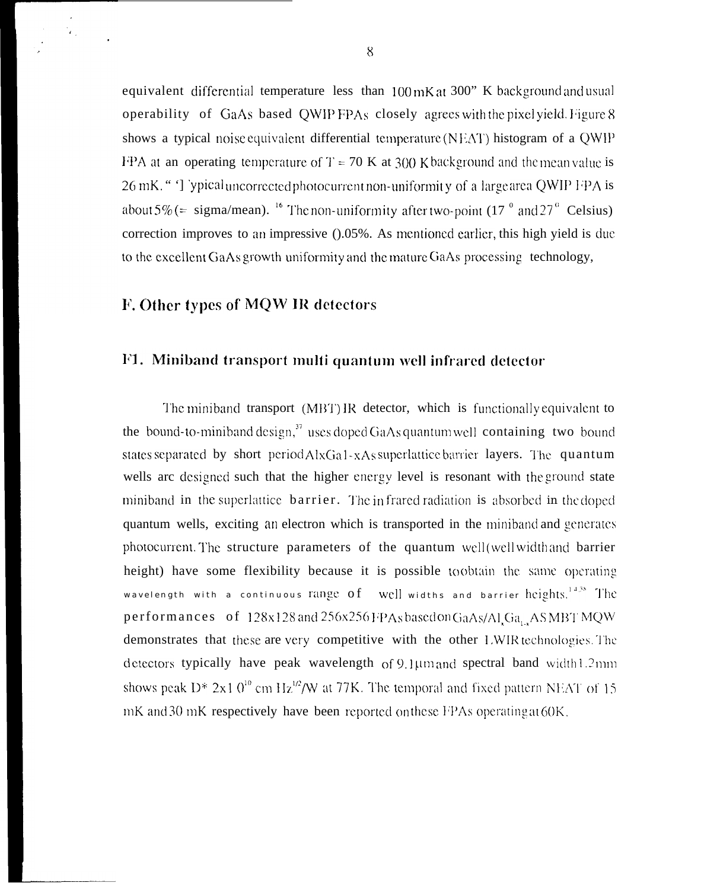equivalent differential temperature less than 100 mK at 300" K background and usual operability of GaAs based QWIP FPAs closely agrees with the pixel yield. Figure 8 shows a typical noise equivalent differential temperature (NEΔT) histogram of a QWIP FPA at an operating temperature of T = 70 K at 300 K background and the mean value is 26 mK. "Typical uncorrected photocurrent non-uniformity of a large area QWIP FPA is about 5% (= sigma/mean). [16] The non-uniformity after two-point (17 ° and 27 ° Celsius) correction improves to an impressive 0.05%. As mentioned earlier, this high yield is due to the excellent GaAs growth uniformity and the mature GaAs processing technology,

## F. Other types of MQW IR detectors

### F1. Miniband transport multi quantum well infrared detector

The miniband transport (MBT) IR detector, which is functionally equivalent to the bound-to-miniband design,[37] uses doped GaAs quantum well containing two bound states separated by short period $Al_xGa_{1-x}As$ superlattice barrier layers. The quantum wells are designed such that the higher energy level is resonant with the ground state miniband in the superlattice barrier. The infrared radiation is absorbed in the doped quantum wells, exciting an electron which is transported in the miniband and generates photocurrent. The structure parameters of the quantum well (well width and barrier height) have some flexibility because it is possible to obtain the same operating wavelength with a continuous range of well widths and barrier heights.[14,38] The performances of 128x128 and 256x256 FPAs based on GaAs/$Al_xGa_{1-x}As$ MBT MQW demonstrates that these are very competitive with the other LWIR technologies. The detectors typically have peak wavelength of 9.1 μm and spectral band width 1.2 mm shows peak D* $2 \times 10^{10}$ cm $Hz^{1/2}$/W at 77K. The temporal and fixed pattern NEΔT of 15 mK and 30 mK respectively have been reported on these FPAs operating at 60K.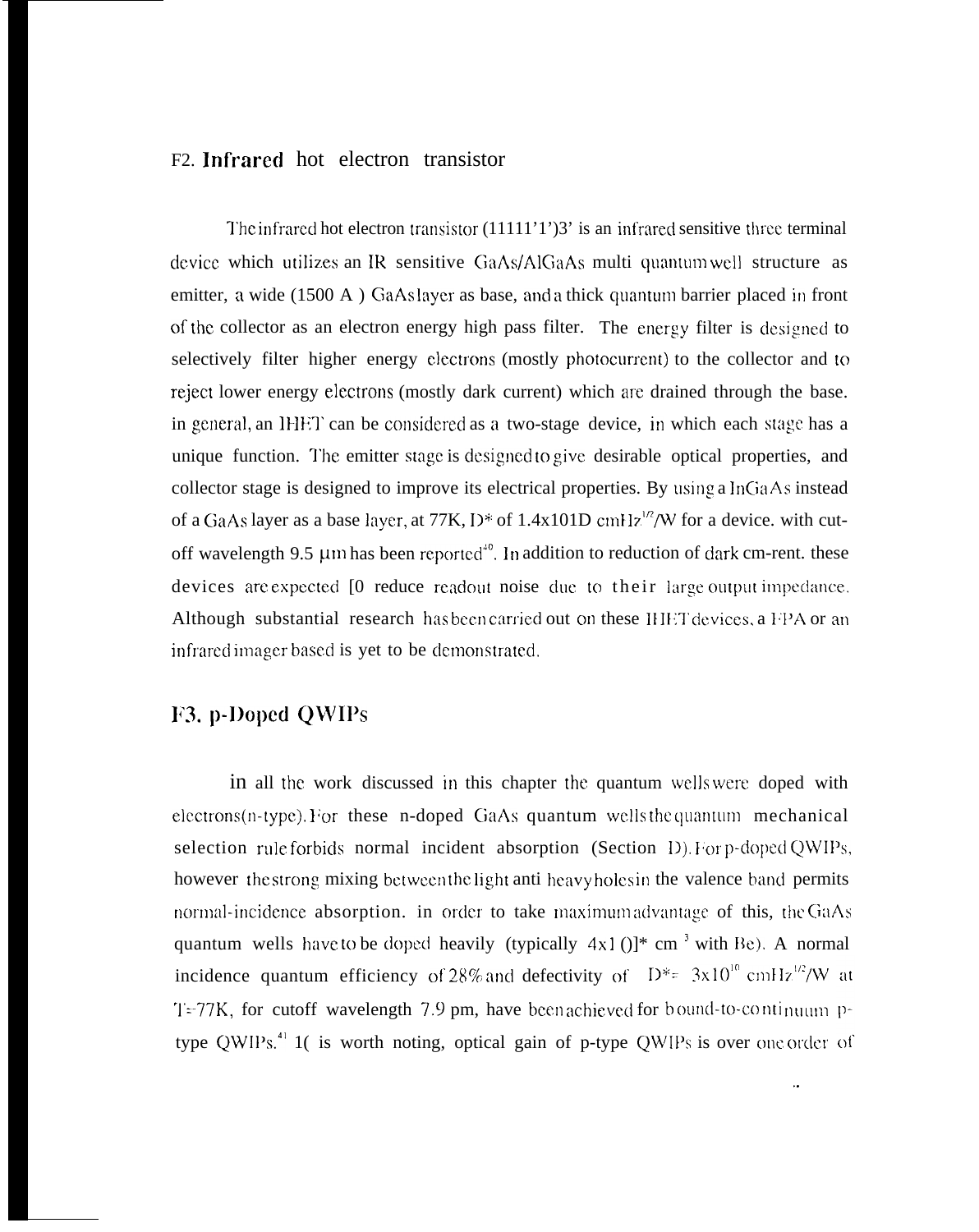## F2. **Infrared** hot electron transistor

The infrared hot electron transistor (11111'1')3' is an infrared sensitive three terminal device which utilizes an IR sensitive GaAs/AlGaAs multi quantum well structure as emitter, a wide (1500 A ) GaAs layer as base, and a thick quantum barrier placed in front of the collector as an electron energy high pass filter. The energy filter is designed to selectively filter higher energy electrons (mostly photocurrent) to the collector and to reject lower energy electrons (mostly dark current) which are drained through the base. in general, an IHET can be considered as a two-stage device, in which each stage has a unique function. The emitter stage is designed to give desirable optical properties, and collector stage is designed to improve its electrical properties. By using a InGaAs instead of a GaAs layer as a base layer, at 77K, D* of 1.4x101D cmHz$^{1/2}$/W for a device. with cut-off wavelength 9.5 μm has been reported[40]. In addition to reduction of dark cm-rent. these devices are expected [0 reduce readout noise due to their large output impedance. Although substantial research has been carried out on these IHET devices, a FPA or an infrared imager based is yet to be demonstrated.

## F3. p-Doped QWIPs

in all the work discussed in this chapter the quantum wells were doped with electrons(n-type). For these n-doped GaAs quantum wells the quantum mechanical selection rule forbids normal incident absorption (Section D). For p-doped QWIPs, however the strong mixing between the light anti heavy holes in the valence band permits normal-incidence absorption. in order to take maximum advantage of this, the GaAs quantum wells have to be doped heavily (typically 4x1 ()]* cm $^{3}$ with Be). A normal incidence quantum efficiency of 28% and defectivity of D*= 3x10$^{10}$ cmHz$^{1/2}$/W at T=77K, for cutoff wavelength 7.9 pm, have been achieved for bound-to-continuum p-type QWIPs.[41] 1( is worth noting, optical gain of p-type QWIPs is over one order of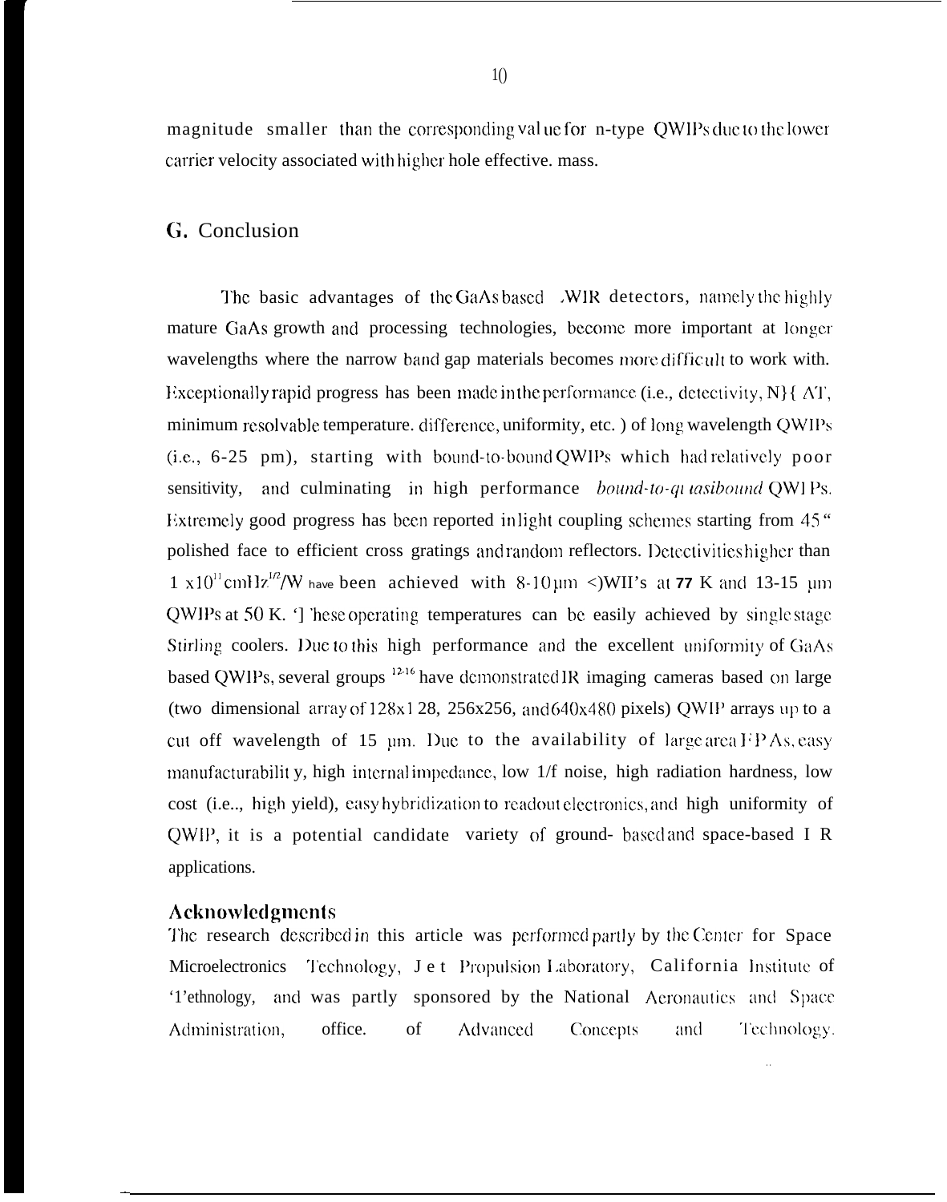magnitude smaller than the corresponding value for n-type QWIPs due to the lower carrier velocity associated with higher hole effective. mass.

## G. Conclusion

The basic advantages of the GaAs based .WIR detectors, namely the highly mature GaAs growth and processing technologies, become more important at longer wavelengths where the narrow band gap materials becomes more difficult to work with. Exceptionally rapid progress has been made in the performance (i.e., detectivity, N}{ ΔT, minimum resolvable temperature. difference, uniformity, etc. ) of long wavelength QWIPs (i.e., 6-25 pm), starting with bound-to-bound QWIPs which had relatively poor sensitivity, and culminating in high performance *bound-to-quasibound* QWIPs. Extremely good progress has been reported in light coupling schemes starting from 45" polished face to efficient cross gratings and random reflectors. Detectivities higher than $1 \times 10^{11}$ $cmHz^{1/2}/W$ have been achieved with 8-10 μm QWIPs at 77 K and 13-15 μm QWIPs at 50 K. These operating temperatures can be easily achieved by single stage Stirling coolers. Due to this high performance and the excellent uniformity of GaAs based QWIPs, several groups [12-16] have demonstrated IR imaging cameras based on large (two dimensional array of 128x128, 256x256, and 640x480 pixels) QWIP arrays up to a cut off wavelength of 15 μm. Due to the availability of large area FPAs, easy manufacturability, high internal impedance, low 1/f noise, high radiation hardness, low cost (i.e.., high yield), easy hybridization to readout electronics, and high uniformity of QWIP, it is a potential candidate variety of ground- based and space-based IR applications.

### Acknowledgments

The research described in this article was performed partly by the Center for Space Microelectronics Technology, Jet Propulsion Laboratory, California Institute of Technology, and was partly sponsored by the National Aeronautics and Space Administration, office. of Advanced Concepts and Technology.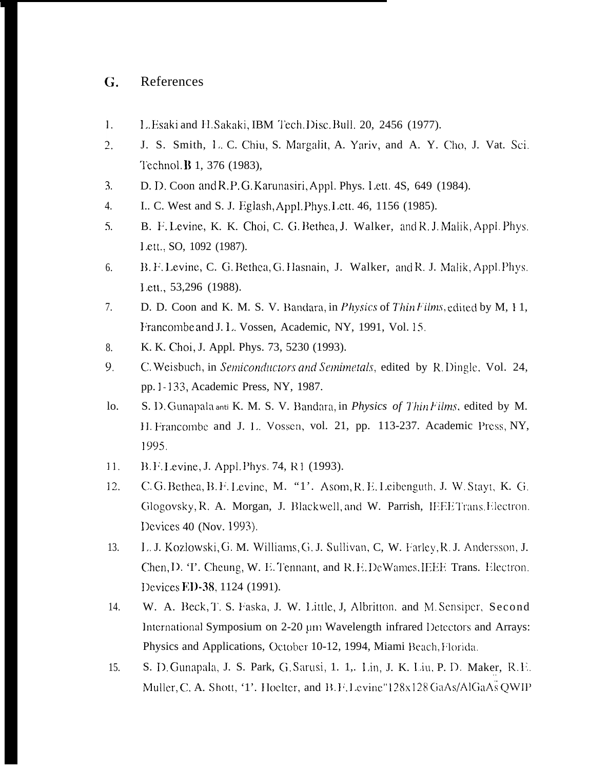## G. References

1. L.Esaki and H.Sakaki, IBM Tech.Disc.Bull. 20, 2456 (1977).
2. J. S. Smith, L. C. Chiu, S. Margalit, A. Yariv, and A. Y. Cho, J. Vat. Sci. Technol. **B** 1, 376 (1983),
3. D. D. Coon and R.P.G.Karunasiri, Appl. Phys. Lett. 4S, 649 (1984).
4. L. C. West and S. J. Eglash, Appl.Phys.Lett. 46, 1156 (1985).
5. B. F. Levine, K. K. Choi, C. G. Bethea, J. Walker, and R. J. Malik, Appl. Phys. Lett., SO, 1092 (1987).
6. B. F. Levine, C. G. Bethea, G. Hasnain, J. Walker, and R. J. Malik, Appl. Phys. Lett., 53,296 (1988).
7. D. D. Coon and K. M. S. V. Bandara, in *Physics* of *Thin Films*, edited by M, H, Francombe and J. L. Vossen, Academic, NY, 1991, Vol. 15.
8. K. K. Choi, J. Appl. Phys. 73, 5230 (1993).
9. C. Weisbuch, in *Semiconductors and Semimetals*, edited by R. Dingle, Vol. 24, pp. 1-133, Academic Press, NY, 1987.
10. S. D. Gunapala anti K. M. S. V. Bandara, in *Physics of Thin Films*, edited by M. H. Francombe and J. L. Vossen, vol. 21, pp. 113-237. Academic Press, NY, 1995.
11. B. F. Levine, J. Appl. Phys. 74, R1 (1993).
12. C. G. Bethea, B. F. Levine, M. "1'. Asom, R. E. Leibenguth, J. W. Stayt, K. G. Glogovsky, R. A. Morgan, J. Blackwell, and W. Parrish, IEEE Trans. Electron. Devices 40 (Nov. 1993).
13. L. J. Kozlowski, G. M. Williams, G. J. Sullivan, C, W. Farley, R. J. Andersson, J. Chen, D. 'I'. Cheung, W. E. Tennant, and R. E. DeWames, IEEE Trans. Electron. Devices **ED-38**, 1124 (1991).
14. W. A. Beck, T. S. Faska, J. W. Little, J, Albritton, and M. Sensiper, Second International Symposium on 2-20 μm Wavelength infrared Detectors and Arrays: Physics and Applications, October 10-12, 1994, Miami Beach, Florida.
15. S. D. Gunapala, J. S. Park, G. Sarusi, 1. 1,. Lin, J. K. Liu, P. D. Maker, R. E. Muller, C. A. Shott, '1'. Hoelter, and B. F. Levine"128x128 GaAs/AlGaAs QWIP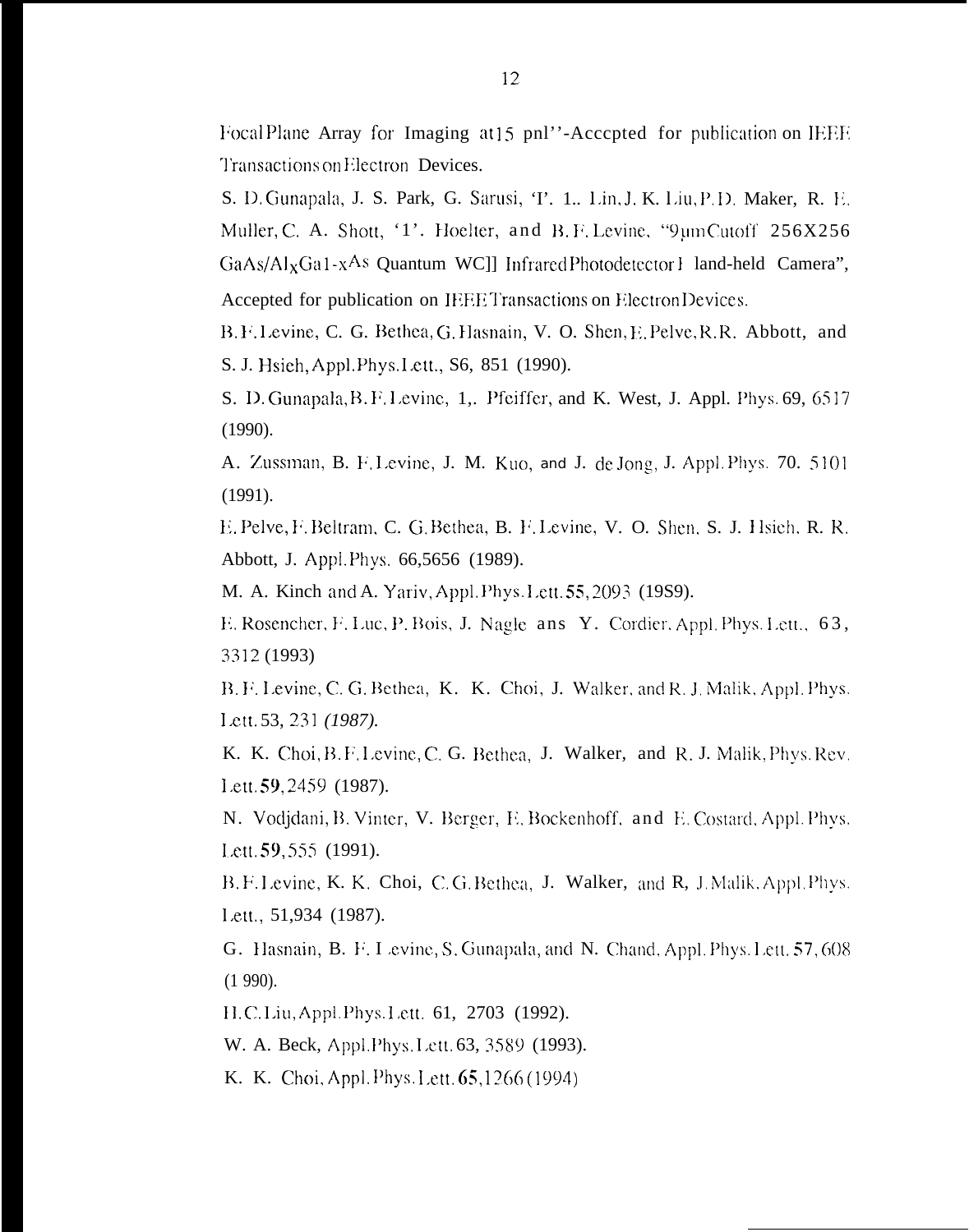Focal Plane Array for Imaging at15 pnl''-Acccpted for publication on IEEE Transactions on Electron Devices.

S. D. Gunapala, J. S. Park, G. Sarusi, 'I'. 1.. Lin, J. K. Liu, P. D. Maker, R. E. Muller, C. A. Shott, '1'. Hoelter, and B. F. Levine, "9μm Cutoff 256X256 $GaAs/Al_xGa_{1-x}As$ Quantum WC]] Infrared Photodetector I land-held Camera", Accepted for publication on IEEE Transactions on Electron Devices.

B. F. Levine, C. G. Bethea, G. Hasnain, V. O. Shen, E. Pelve, R. R. Abbott, and S. J. Hsieh, Appl. Phys. Lett., S6, 851 (1990).

S. D. Gunapala, B. F. Levine, 1,. Pfeiffer, and K. West, J. Appl. Phys. 69, 6517 (1990).

A. Zussman, B. F. Levine, J. M. Kuo, and J. de Jong, J. Appl. Phys. 70. 5101 (1991).

E. Pelve, F. Beltram, C. G. Bethea, B. F. Levine, V. O. Shen, S. J. Hsieh, R. R. Abbott, J. Appl. Phys. 66,5656 (1989).

M. A. Kinch and A. Yariv, Appl. Phys. Lett. **55**, 2093 (19S9).

E. Rosencher, F. Luc, P. Bois, J. Nagle ans Y. Cordier, Appl. Phys. Lett., 63, 3312 (1993)

B. F. Levine, C. G. Bethea, K. K. Choi, J. Walker, and R. J. Malik, Appl. Phys. Lett. 53, 231 *(1987).*

K. K. Choi, B. F. Levine, C. G. Bethea, J. Walker, and R. J. Malik, Phys. Rev. Lett. **59**, 2459 (1987).

N. Vodjdani, B. Vinter, V. Berger, E. Bockenhoff, and E. Costard, Appl. Phys. Lett. **59**, 555 (1991).

B. F. Levine, K. K. Choi, C. G. Bethea, J. Walker, and R, J. Malik, Appl. Phys. Lett., 51,934 (1987).

G. Hasnain, B. F. Levine, S. Gunapala, and N. Chand, Appl. Phys. Lett. **57**, 608 (1 990).

H. C. Liu, Appl. Phys. Lett. 61, 2703 (1992).

W. A. Beck, Appl. Phys. Lett. 63, 3589 (1993).

K. K. Choi, Appl. Phys. Lett. **65**, 1266 (1994)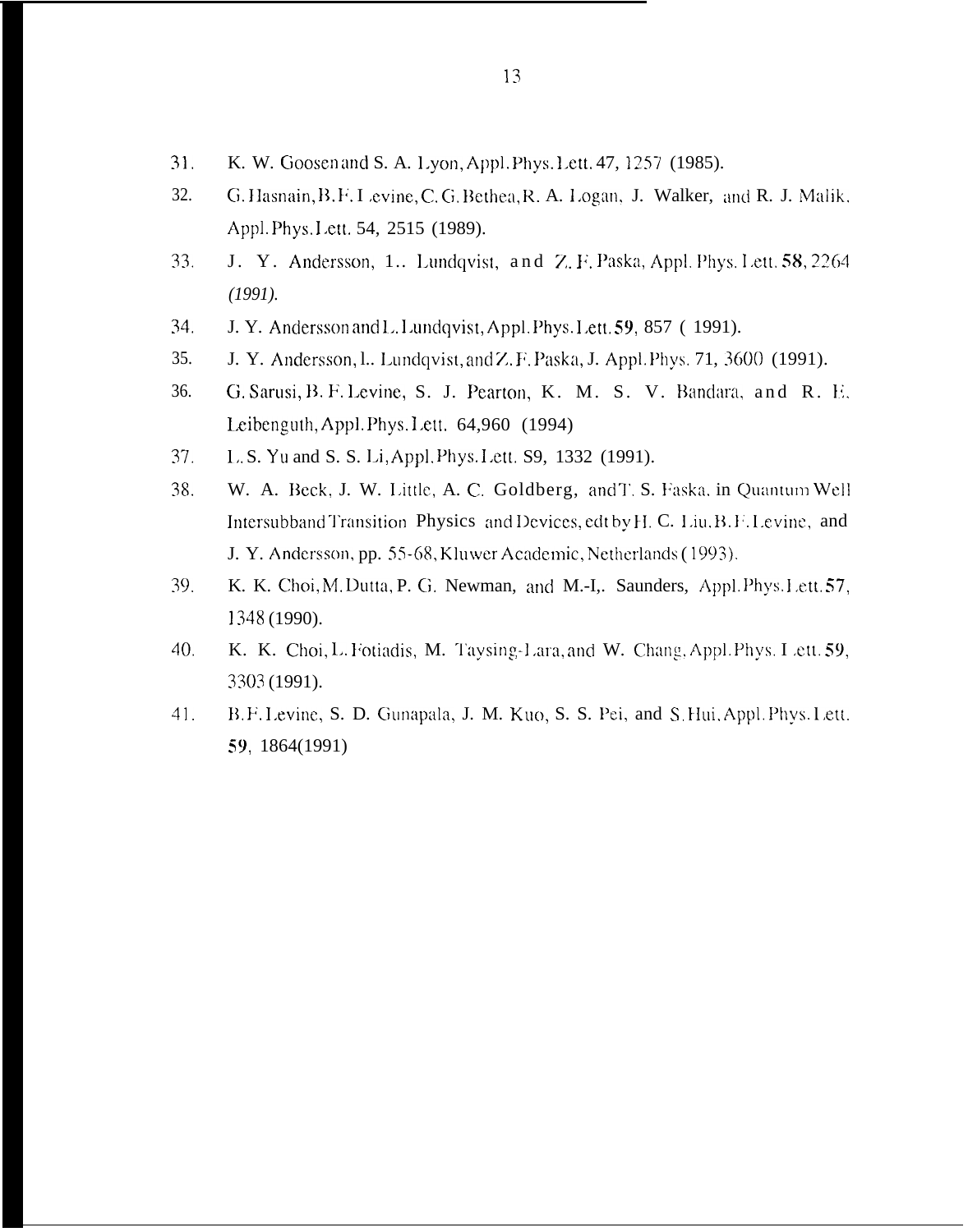31. K. W. Goosen and S. A. Lyon, Appl. Phys. Lett. 47, 1257 (1985).
32. G. Hasnain, B. F. Levine, C. G. Bethea, R. A. Logan, J. Walker, and R. J. Malik, Appl. Phys. Lett. 54, 2515 (1989).
33. J. Y. Andersson, L. Lundqvist, and Z. F. Paska, Appl. Phys. Lett. **58**, 2264 *(1991).*
34. J. Y. Andersson and L. Lundqvist, Appl. Phys. Lett. **59**, 857 ( 1991).
35. J. Y. Andersson, L. Lundqvist, and Z. F. Paska, J. Appl. Phys. 71, 3600 (1991).
36. G. Sarusi, B. F. Levine, S. J. Pearton, K. M. S. V. Bandara, and R. E. Leibenguth, Appl. Phys. Lett. 64,960 (1994)
37. L. S. Yu and S. S. Li, Appl. Phys. Lett. S9, 1332 (1991).
38. W. A. Beck, J. W. Little, A. C. Goldberg, and T. S. Faska, in Quantum Well Intersubband Transition Physics and Devices, edt by H. C. Liu, B. F. Levine, and J. Y. Andersson, pp. 55-68, Kluwer Academic, Netherlands (1993).
39. K. K. Choi, M. Dutta, P. G. Newman, and M.-L. Saunders, Appl. Phys. Lett. **57**, 1348 (1990).
40. K. K. Choi, L. Fotiadis, M. Taysing-Lara, and W. Chang, Appl. Phys. Lett. **59**, 3303 (1991).
41. B. F. Levine, S. D. Gunapala, J. M. Kuo, S. S. Pei, and S. Hui, Appl. Phys. Lett. **59**, 1864(1991)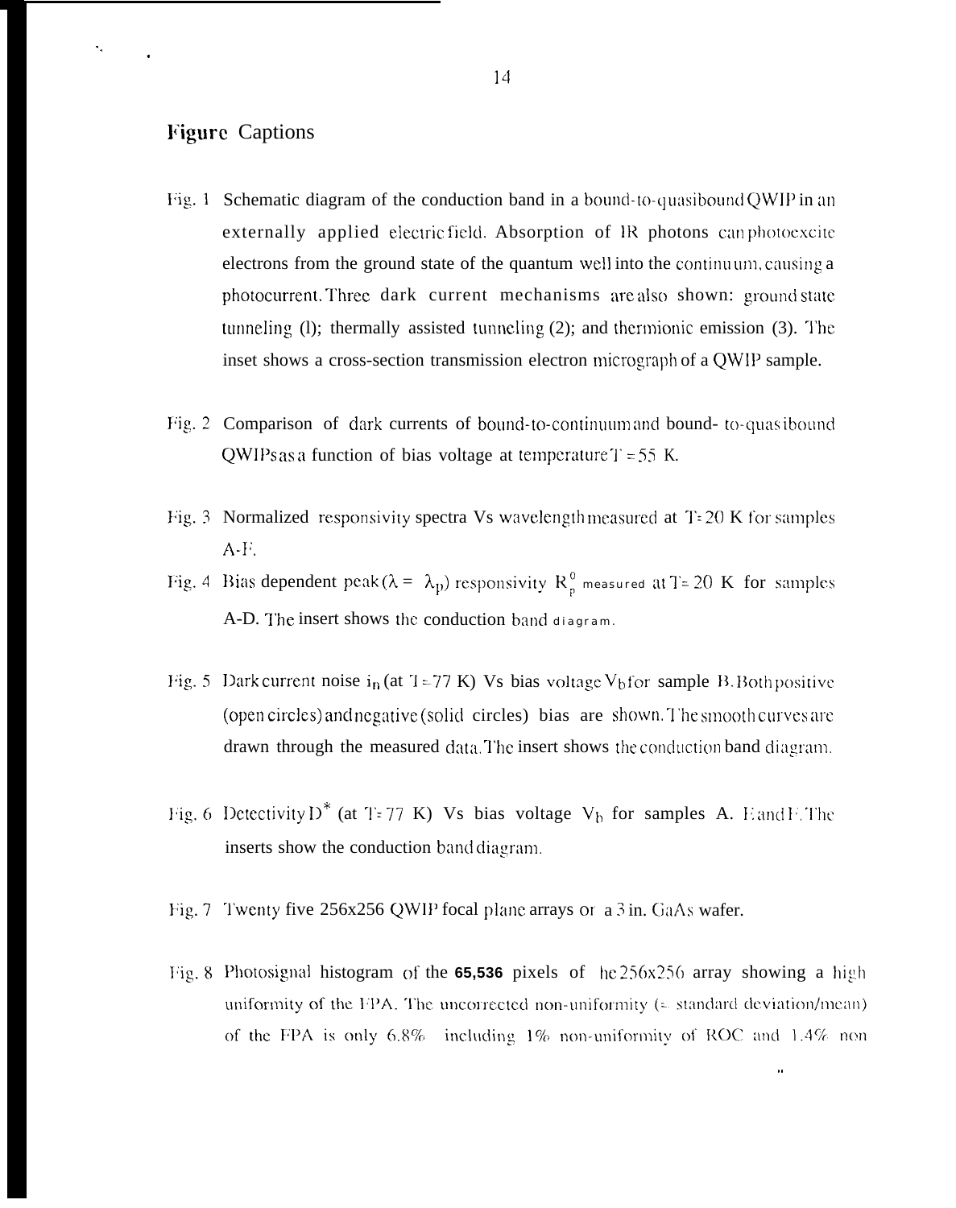## Figure Captions

Fig. 1 Schematic diagram of the conduction band in a bound-to-quasibound QWIP in an externally applied electric field. Absorption of IR photons can photoexcite electrons from the ground state of the quantum well into the continuum, causing a photocurrent. Three dark current mechanisms are also shown: ground state tunneling (1); thermally assisted tunneling (2); and thermionic emission (3). The inset shows a cross-section transmission electron micrograph of a QWIP sample.

Fig. 2 Comparison of dark currents of bound-to-continuum and bound- to-quasibound QWIPs as a function of bias voltage at temperature T = 55 K.

Fig. 3 Normalized responsivity spectra Vs wavelength measured at T= 20 K for samples A-F.

Fig. 4 Bias dependent peak ($\lambda = \lambda_p$) responsivity $R_p^0$ measured at T= 20 K for samples A-D. The insert shows the conduction band diagram.

Fig. 5 Dark current noise $i_n$ (at T=77 K) Vs bias voltage $V_b$ for sample B. Both positive (open circles) and negative (solid circles) bias are shown. The smooth curves are drawn through the measured data. The insert shows the conduction band diagram.

Fig. 6 Detectivity $D^*$ (at T= 77 K) Vs bias voltage $V_b$ for samples A. E and F. The inserts show the conduction band diagram.

Fig. 7 Twenty five 256x256 QWIP focal plane arrays or a 3 in. GaAs wafer.

Fig. 8 Photosignal histogram of the **65,536** pixels of he 256x256 array showing a high uniformity of the FPA. The uncorrected non-uniformity (= standard deviation/mean) of the FPA is only 6.8% including 1% non-uniformity of ROC and 1.4% non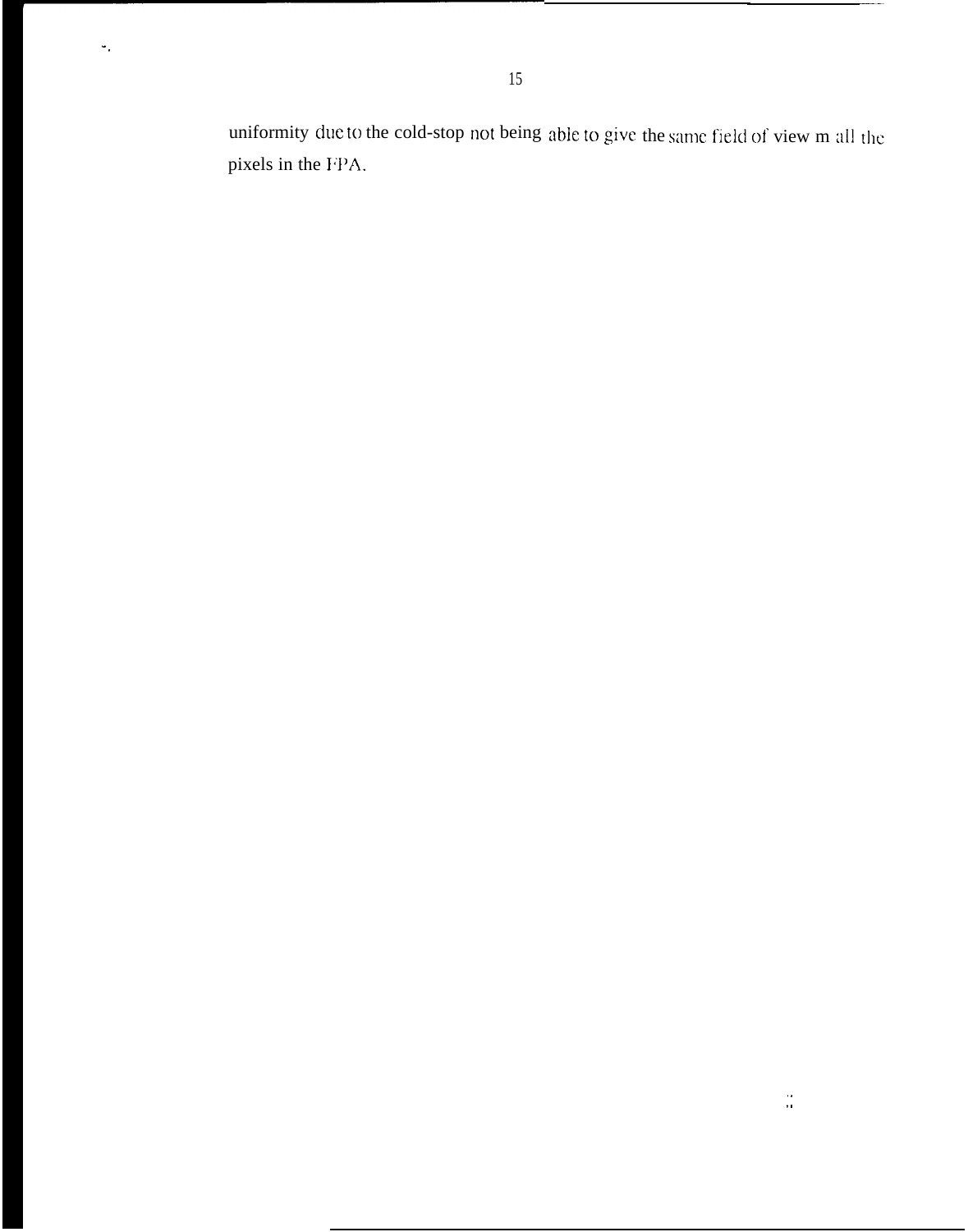uniformity due to the cold-stop not being able to give the same field of view m all the pixels in the FPA.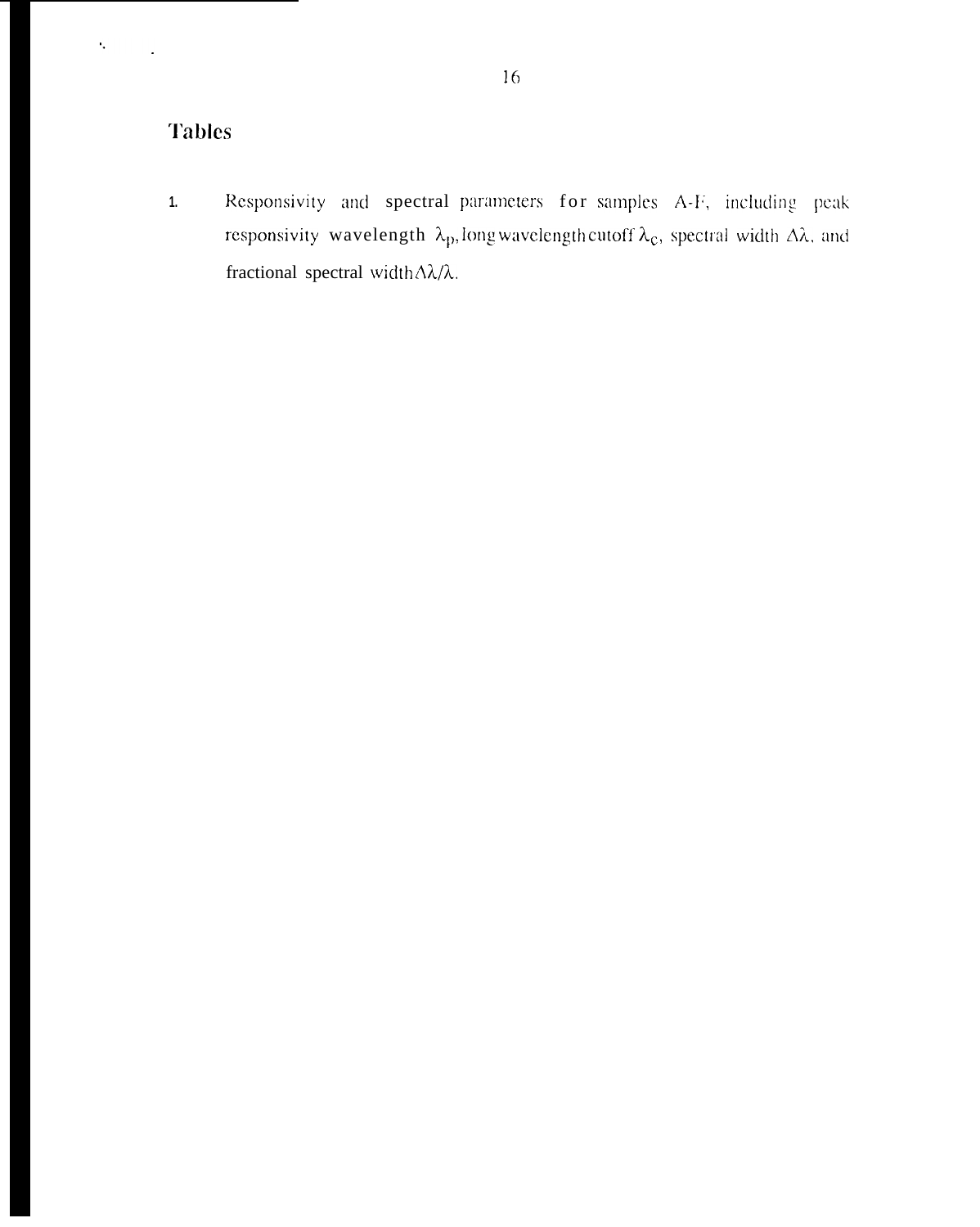## Tables

1. Responsivity and spectral parameters for samples A-F, including peak responsivity wavelength $\lambda_p$, long wavelength cutoff $\lambda_c$, spectral width $\Delta\lambda$, and fractional spectral width $\Delta\lambda/\lambda$.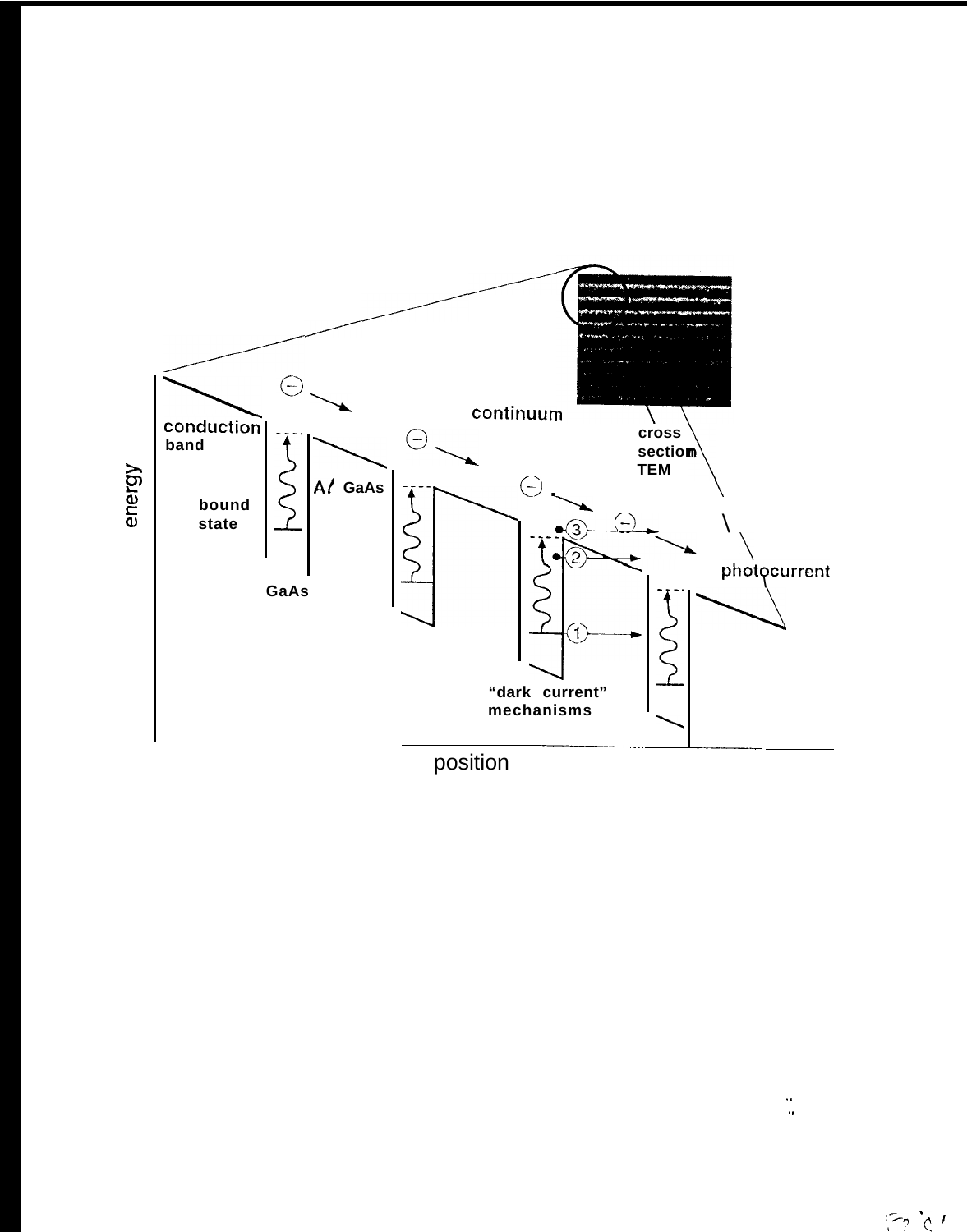continuum

conduction band

bound state

Al GaAs

GaAs

cross section TEM

photocurrent

"dark current" mechanisms

energy

position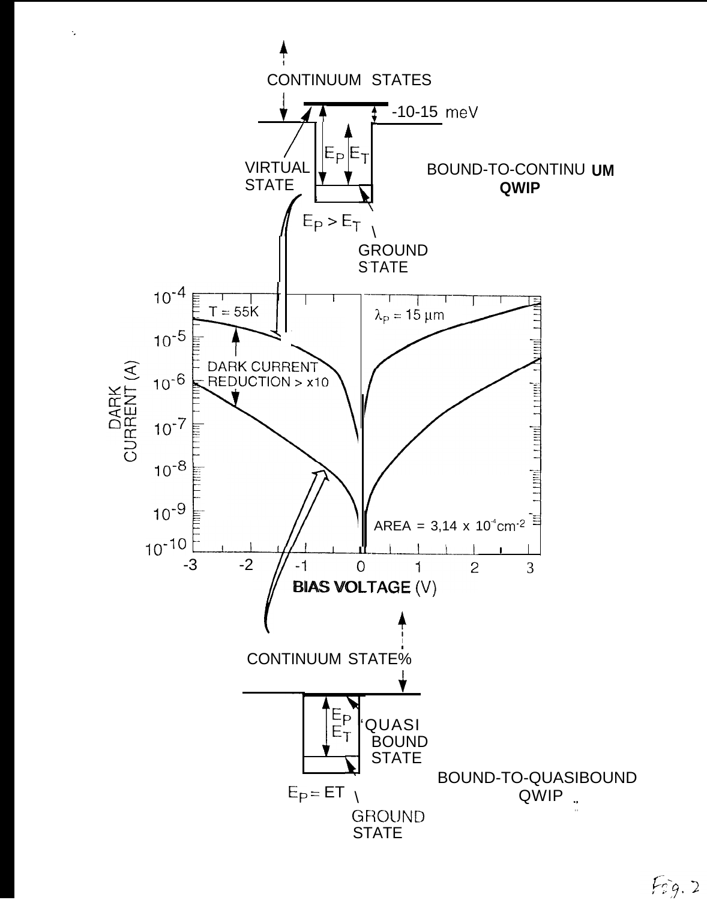CONTINUUM STATES

-10-15 meV

VIRTUAL STATE

$E_P$ $E_T$

BOUND-TO-CONTINUUM QWIP

$E_P > E_T$

GROUND STATE

$10^{-4}$ — T = 55K — $\lambda_P = 15\ \mu m$

$10^{-5}$

DARK CURRENT REDUCTION > x10

$10^{-6}$

DARK CURRENT (A)

$10^{-7}$

$10^{-8}$

$10^{-9}$

AREA = 3,14 x $10^{-4} cm^{-2}$

$10^{-10}$

-3 -2 -1 0 1 2 3

**BIAS VOLTAGE** (V)

CONTINUUM STATES

$E_P$ $E_T$

QUASI BOUND STATE

BOUND-TO-QUASIBOUND QWIP

$E_P = E_T$

GROUND STATE

Fig. 2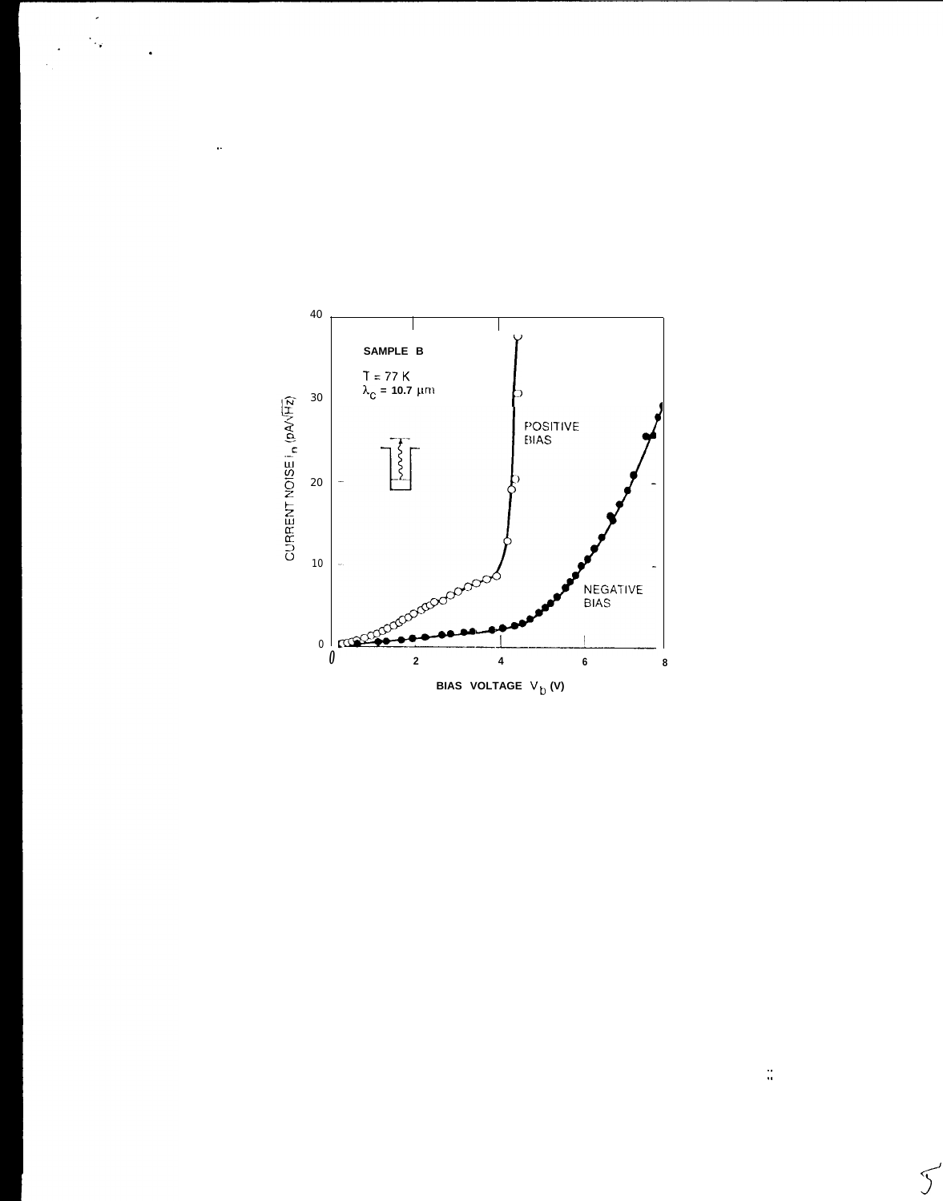SAMPLE B

T = 77 K

$\lambda_c$ = 10.7 μm

POSITIVE BIAS

NEGATIVE BIAS

CURRENT NOISE $i_n$ (pA/$\sqrt{Hz}$)

BIAS VOLTAGE $V_b$ (V)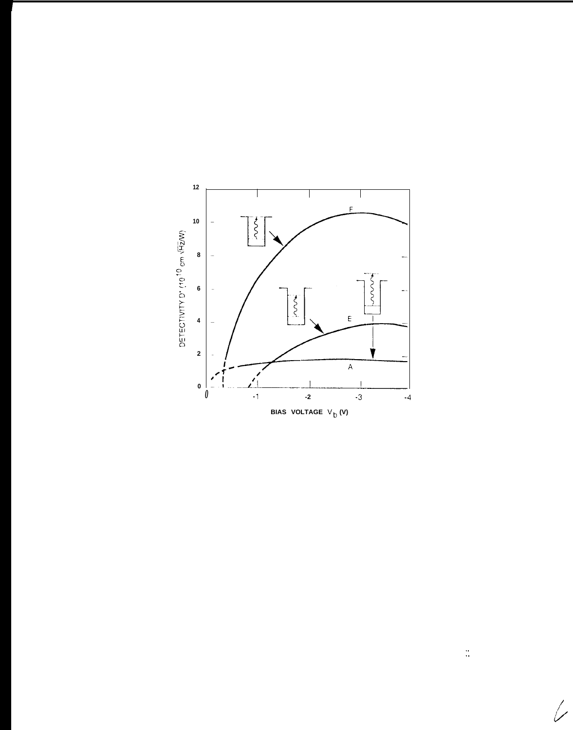DETECTIVITY D* ($10^{10}$ cm $\sqrt{Hz}$/W)

BIAS VOLTAGE $V_b$ (V)

F

E

A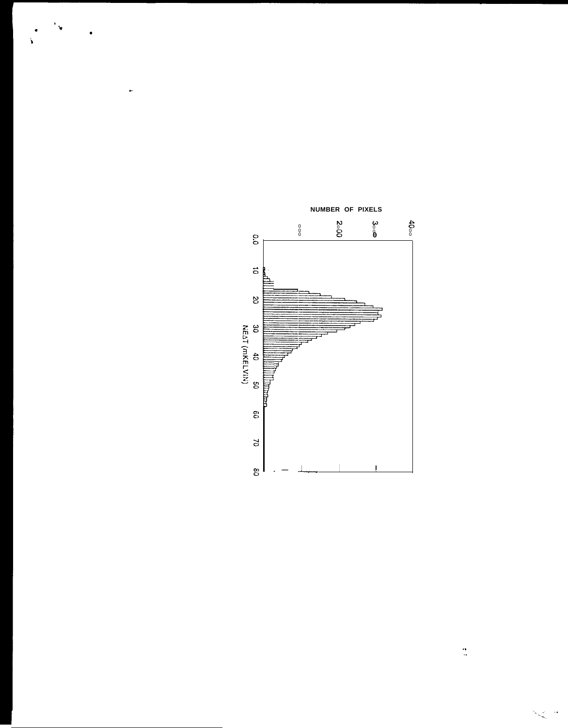NUMBER OF PIXELS

0
1000
2000
3000
4000

0.0
10
20
30
40
50
60
70
80

NEΔT (mKELVIN)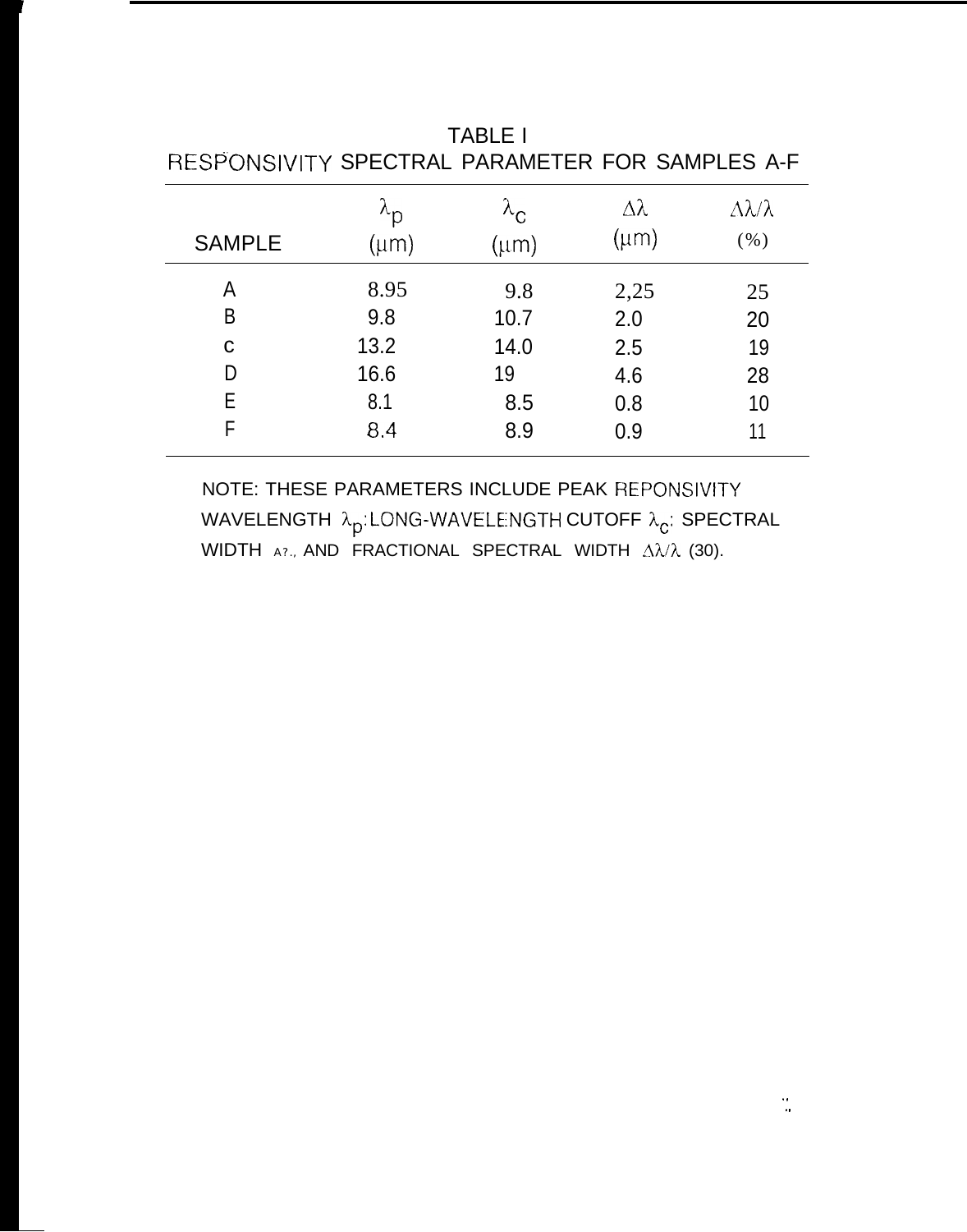TABLE I

RESPONSIVITY SPECTRAL PARAMETER FOR SAMPLES A-F

| SAMPLE | $\lambda_p$ ($\mu$m) | $\lambda_c$ ($\mu$m) | $\Delta\lambda$ ($\mu$m) | $\Delta\lambda/\lambda$ (%) |
|---|---|---|---|---|
| A | 8.95 | 9.8 | 2,25 | 25 |
| B | 9.8 | 10.7 | 2.0 | 20 |
| c | 13.2 | 14.0 | 2.5 | 19 |
| D | 16.6 | 19 | 4.6 | 28 |
| E | 8.1 | 8.5 | 0.8 | 10 |
| F | 8.4 | 8.9 | 0.9 | 11 |

NOTE: THESE PARAMETERS INCLUDE PEAK REPONSIVITY WAVELENGTH $\lambda_p$; LONG-WAVELENGTH CUTOFF $\lambda_c$; SPECTRAL WIDTH A?., AND FRACTIONAL SPECTRAL WIDTH $\Delta\lambda/\lambda$ (30).